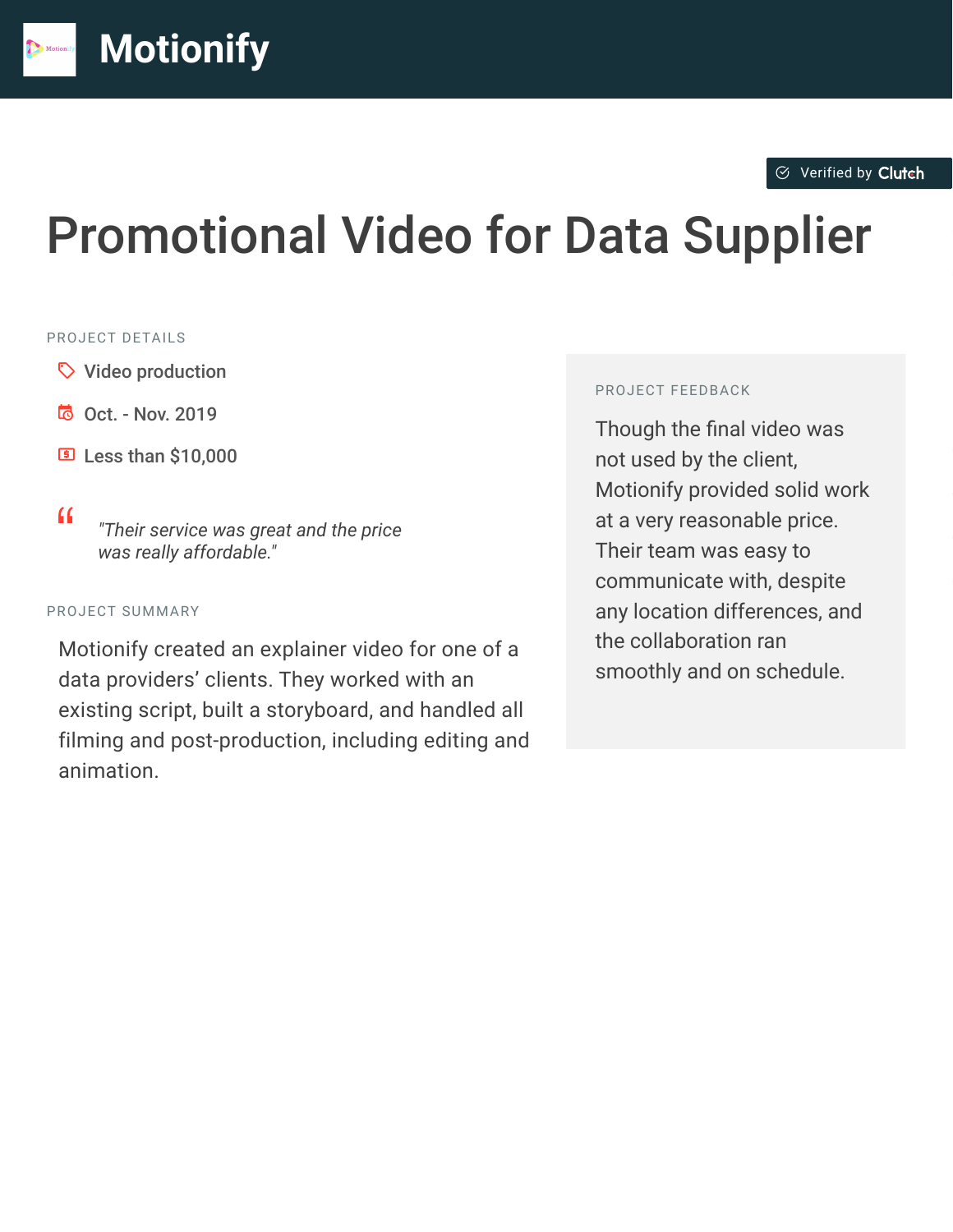# Motionify

Verified by Clutch

# Promotional Video for Data Supplier

## PROJECT DETAILS

- Video production
- Oct. - Nov. 2019
- Less than $10,000

> *"Their service was great and the price was really affordable."*

## PROJECT SUMMARY

Motionify created an explainer video for one of a data providers' clients. They worked with an existing script, built a storyboard, and handled all filming and post-production, including editing and animation.

## PROJECT FEEDBACK

Though the final video was not used by the client, Motionify provided solid work at a very reasonable price. Their team was easy to communicate with, despite any location differences, and the collaboration ran smoothly and on schedule.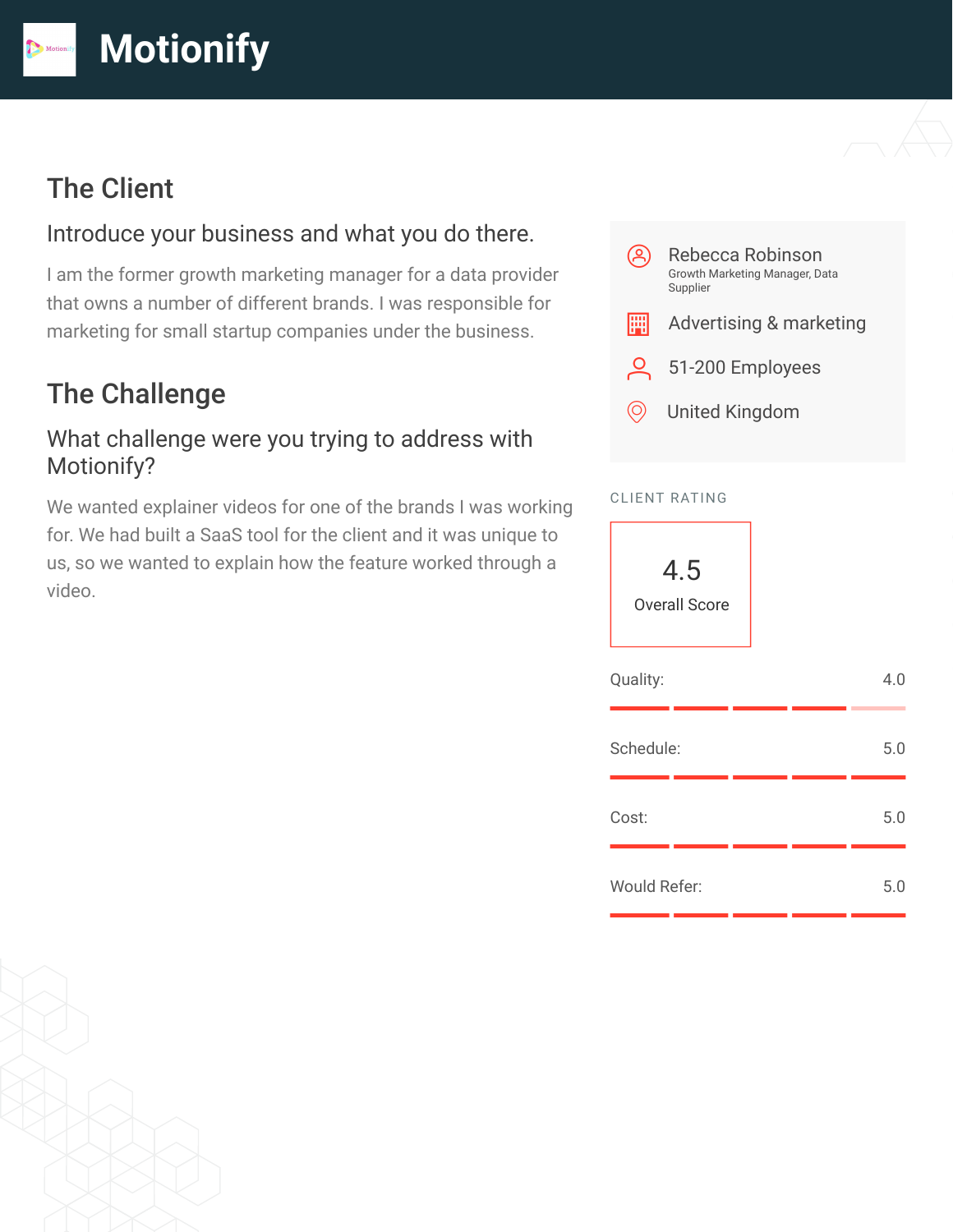# Motionify

## The Client

### Introduce your business and what you do there.

I am the former growth marketing manager for a data provider that owns a number of different brands. I was responsible for marketing for small startup companies under the business.

## The Challenge

### What challenge were you trying to address with Motionify?

We wanted explainer videos for one of the brands I was working for. We had built a SaaS tool for the client and it was unique to us, so we wanted to explain how the feature worked through a video.

Rebecca Robinson
Growth Marketing Manager, Data Supplier

Advertising & marketing

51-200 Employees

United Kingdom

CLIENT RATING

4.5
Overall Score

| Category | Score |
| --- | --- |
| Quality: | 4.0 |
| Schedule: | 5.0 |
| Cost: | 5.0 |
| Would Refer: | 5.0 |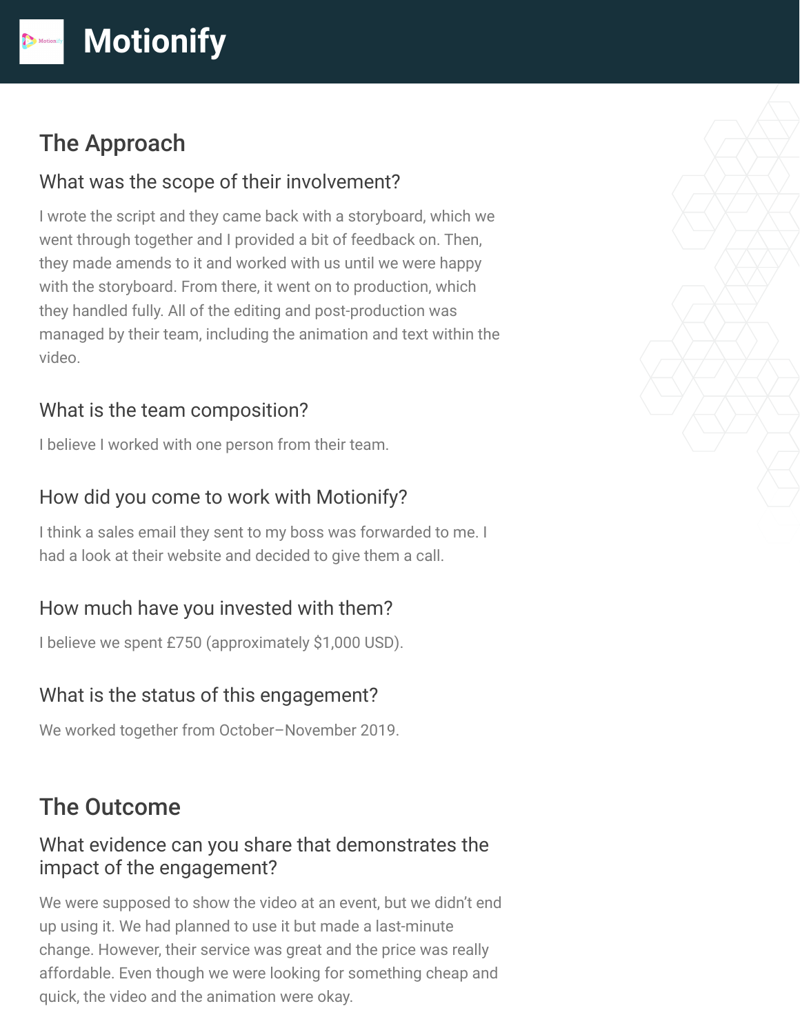# Motionify

## The Approach

### What was the scope of their involvement?

I wrote the script and they came back with a storyboard, which we went through together and I provided a bit of feedback on. Then, they made amends to it and worked with us until we were happy with the storyboard. From there, it went on to production, which they handled fully. All of the editing and post-production was managed by their team, including the animation and text within the video.

### What is the team composition?

I believe I worked with one person from their team.

### How did you come to work with Motionify?

I think a sales email they sent to my boss was forwarded to me. I had a look at their website and decided to give them a call.

### How much have you invested with them?

I believe we spent £750 (approximately $1,000 USD).

### What is the status of this engagement?

We worked together from October–November 2019.

## The Outcome

### What evidence can you share that demonstrates the impact of the engagement?

We were supposed to show the video at an event, but we didn't end up using it. We had planned to use it but made a last-minute change. However, their service was great and the price was really affordable. Even though we were looking for something cheap and quick, the video and the animation were okay.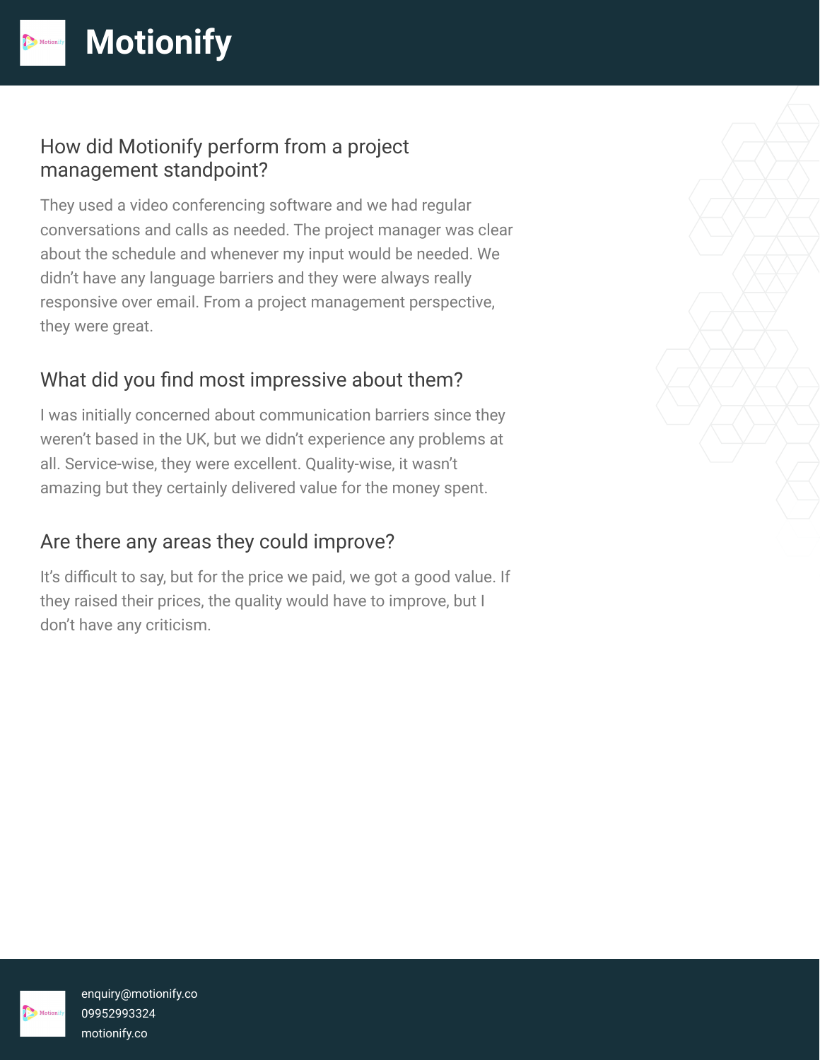## How did Motionify perform from a project management standpoint?

They used a video conferencing software and we had regular conversations and calls as needed. The project manager was clear about the schedule and whenever my input would be needed. We didn't have any language barriers and they were always really responsive over email. From a project management perspective, they were great.

## What did you find most impressive about them?

I was initially concerned about communication barriers since they weren't based in the UK, but we didn't experience any problems at all. Service-wise, they were excellent. Quality-wise, it wasn't amazing but they certainly delivered value for the money spent.

## Are there any areas they could improve?

It's difficult to say, but for the price we paid, we got a good value. If they raised their prices, the quality would have to improve, but I don't have any criticism.